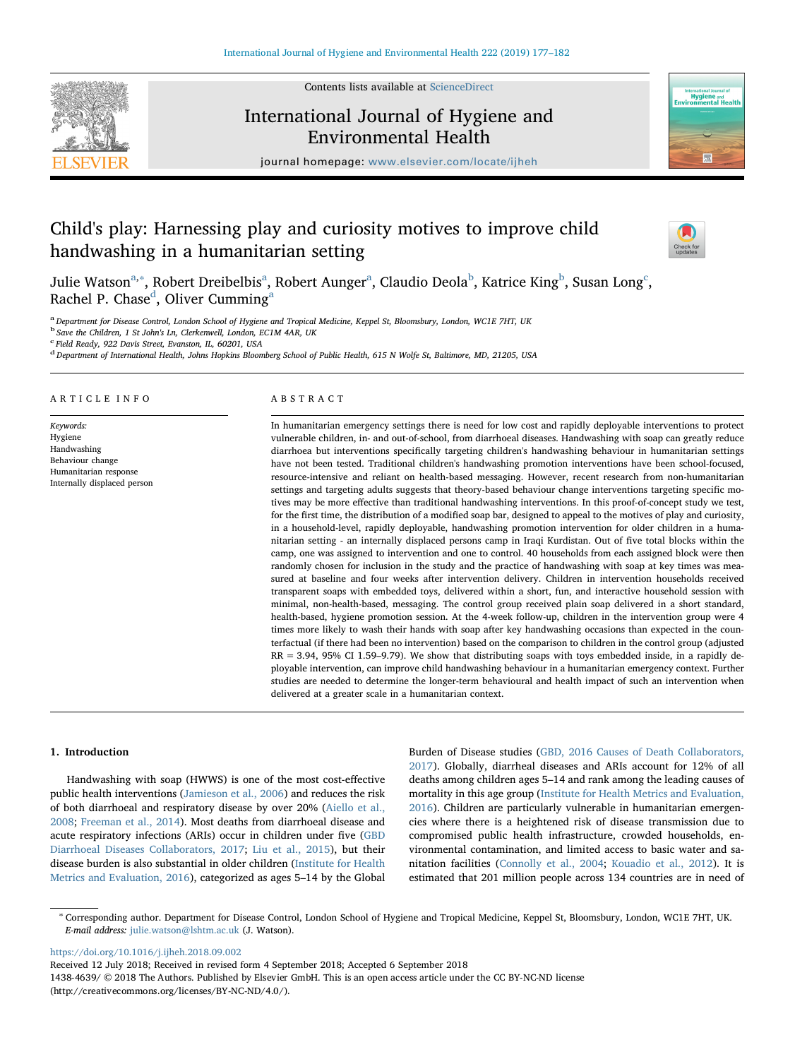# Child's play: Harnessing play and curiosity motives to improve child handwashing in a humanitarian setting

Julie Watson[a,*], Robert Dreibelbis[a], Robert Aunger[a], Claudio Deola[b], Katrice King[b], Susan Long[c], Rachel P. Chase[d], Oliver Cumming[a]

[a] Department for Disease Control, London School of Hygiene and Tropical Medicine, Keppel St, Bloomsbury, London, WC1E 7HT, UK
[b] Save the Children, 1 St John's Ln, Clerkenwell, London, EC1M 4AR, UK
[c] Field Ready, 922 Davis Street, Evanston, IL, 60201, USA
[d] Department of International Health, Johns Hopkins Bloomberg School of Public Health, 615 N Wolfe St, Baltimore, MD, 21205, USA

## ARTICLE INFO

*Keywords:*
Hygiene
Handwashing
Behaviour change
Humanitarian response
Internally displaced person

## ABSTRACT

In humanitarian emergency settings there is need for low cost and rapidly deployable interventions to protect vulnerable children, in- and out-of-school, from diarrhoeal diseases. Handwashing with soap can greatly reduce diarrhoea but interventions specifically targeting children's handwashing behaviour in humanitarian settings have not been tested. Traditional children's handwashing promotion interventions have been school-focused, resource-intensive and reliant on health-based messaging. However, recent research from non-humanitarian settings and targeting adults suggests that theory-based behaviour change interventions targeting specific motives may be more effective than traditional handwashing interventions. In this proof-of-concept study we test, for the first time, the distribution of a modified soap bar, designed to appeal to the motives of play and curiosity, in a household-level, rapidly deployable, handwashing promotion intervention for older children in a humanitarian setting - an internally displaced persons camp in Iraqi Kurdistan. Out of five total blocks within the camp, one was assigned to intervention and one to control. 40 households from each assigned block were then randomly chosen for inclusion in the study and the practice of handwashing with soap at key times was measured at baseline and four weeks after intervention delivery. Children in intervention households received transparent soaps with embedded toys, delivered within a short, fun, and interactive household session with minimal, non-health-based, messaging. The control group received plain soap delivered in a short standard, health-based, hygiene promotion session. At the 4-week follow-up, children in the intervention group were 4 times more likely to wash their hands with soap after key handwashing occasions than expected in the counterfactual (if there had been no intervention) based on the comparison to children in the control group (adjusted RR = 3.94, 95% CI 1.59–9.79). We show that distributing soaps with toys embedded inside, in a rapidly deployable intervention, can improve child handwashing behaviour in a humanitarian emergency context. Further studies are needed to determine the longer-term behavioural and health impact of such an intervention when delivered at a greater scale in a humanitarian context.

## 1. Introduction

Handwashing with soap (HWWS) is one of the most cost-effective public health interventions (Jamieson et al., 2006) and reduces the risk of both diarrhoeal and respiratory disease by over 20% (Aiello et al., 2008; Freeman et al., 2014). Most deaths from diarrhoeal disease and acute respiratory infections (ARIs) occur in children under five (GBD Diarrhoeal Diseases Collaborators, 2017; Liu et al., 2015), but their disease burden is also substantial in older children (Institute for Health Metrics and Evaluation, 2016), categorized as ages 5–14 by the Global Burden of Disease studies (GBD, 2016 Causes of Death Collaborators, 2017). Globally, diarrheal diseases and ARIs account for 12% of all deaths among children ages 5–14 and rank among the leading causes of mortality in this age group (Institute for Health Metrics and Evaluation, 2016). Children are particularly vulnerable in humanitarian emergencies where there is a heightened risk of disease transmission due to compromised public health infrastructure, crowded households, environmental contamination, and limited access to basic water and sanitation facilities (Connolly et al., 2004; Kouadio et al., 2012). It is estimated that 201 million people across 134 countries are in need of

---

* Corresponding author. Department for Disease Control, London School of Hygiene and Tropical Medicine, Keppel St, Bloomsbury, London, WC1E 7HT, UK.
*E-mail address:* julie.watson@lshtm.ac.uk (J. Watson).

https://doi.org/10.1016/j.ijheh.2018.09.002
Received 12 July 2018; Received in revised form 4 September 2018; Accepted 6 September 2018
1438-4639/ © 2018 The Authors. Published by Elsevier GmbH. This is an open access article under the CC BY-NC-ND license (http://creativecommons.org/licenses/BY-NC-ND/4.0/).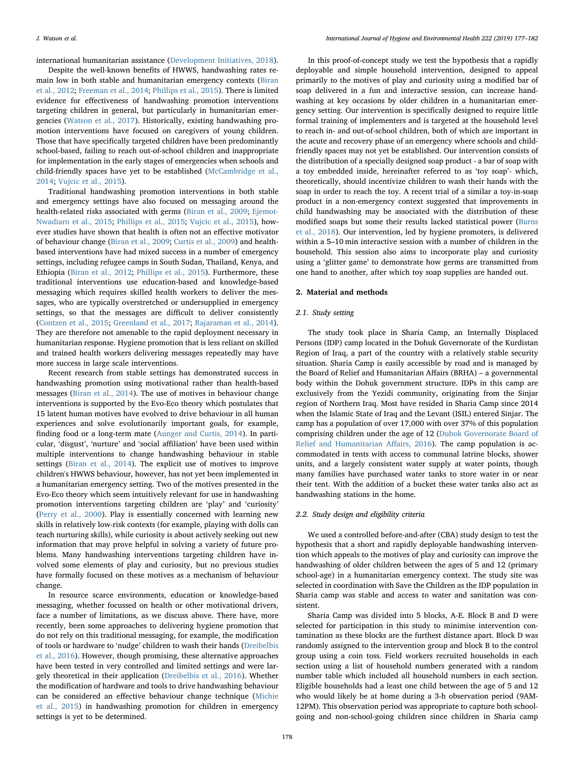international humanitarian assistance (Development Initiatives, 2018).

Despite the well-known benefits of HWWS, handwashing rates remain low in both stable and humanitarian emergency contexts (Biran et al., 2012; Freeman et al., 2014; Phillips et al., 2015). There is limited evidence for effectiveness of handwashing promotion interventions targeting children in general, but particularly in humanitarian emergencies (Watson et al., 2017). Historically, existing handwashing promotion interventions have focused on caregivers of young children. Those that have specifically targeted children have been predominantly school-based, failing to reach out-of-school children and inappropriate for implementation in the early stages of emergencies when schools and child-friendly spaces have yet to be established (McCambridge et al., 2014; Vujcic et al., 2015).

Traditional handwashing promotion interventions in both stable and emergency settings have also focused on messaging around the health-related risks associated with germs (Biran et al., 2009; Ejemot-Nwadiaro et al., 2015; Phillips et al., 2015; Vujcic et al., 2015), however studies have shown that health is often not an effective motivator of behaviour change (Biran et al., 2009; Curtis et al., 2009) and health-based interventions have had mixed success in a number of emergency settings, including refugee camps in South Sudan, Thailand, Kenya, and Ethiopia (Biran et al., 2012; Phillips et al., 2015). Furthermore, these traditional interventions use education-based and knowledge-based messaging which requires skilled health workers to deliver the messages, who are typically overstretched or undersupplied in emergency settings, so that the messages are difficult to deliver consistently (Contzen et al., 2015; Greenland et al., 2017; Rajaraman et al., 2014). They are therefore not amenable to the rapid deployment necessary in humanitarian response. Hygiene promotion that is less reliant on skilled and trained health workers delivering messages repeatedly may have more success in large scale interventions.

Recent research from stable settings has demonstrated success in handwashing promotion using motivational rather than health-based messages (Biran et al., 2014). The use of motives in behaviour change interventions is supported by the Evo-Eco theory which postulates that 15 latent human motives have evolved to drive behaviour in all human experiences and solve evolutionarily important goals, for example, finding food or a long-term mate (Aunger and Curtis, 2014). In particular, 'disgust', 'nurture' and 'social affiliation' have been used within multiple interventions to change handwashing behaviour in stable settings (Biran et al., 2014). The explicit use of motives to improve children's HWWS behaviour, however, has not yet been implemented in a humanitarian emergency setting. Two of the motives presented in the Evo-Eco theory which seem intuitively relevant for use in handwashing promotion interventions targeting children are 'play' and 'curiosity' (Perry et al., 2000). Play is essentially concerned with learning new skills in relatively low-risk contexts (for example, playing with dolls can teach nurturing skills), while curiosity is about actively seeking out new information that may prove helpful in solving a variety of future problems. Many handwashing interventions targeting children have involved some elements of play and curiosity, but no previous studies have formally focused on these motives as a mechanism of behaviour change.

In resource scarce environments, education or knowledge-based messaging, whether focussed on health or other motivational drivers, face a number of limitations, as we discuss above. There have, more recently, been some approaches to delivering hygiene promotion that do not rely on this traditional messaging, for example, the modification of tools or hardware to 'nudge' children to wash their hands (Dreibelbis et al., 2016). However, though promising, these alternative approaches have been tested in very controlled and limited settings and were largely theoretical in their application (Dreibelbis et al., 2016). Whether the modification of hardware and tools to drive handwashing behaviour can be considered an effective behaviour change technique (Michie et al., 2015) in handwashing promotion for children in emergency settings is yet to be determined.

In this proof-of-concept study we test the hypothesis that a rapidly deployable and simple household intervention, designed to appeal primarily to the motives of play and curiosity using a modified bar of soap delivered in a fun and interactive session, can increase handwashing at key occasions by older children in a humanitarian emergency setting. Our intervention is specifically designed to require little formal training of implementers and is targeted at the household level to reach in- and out-of-school children, both of which are important in the acute and recovery phase of an emergency where schools and child-friendly spaces may not yet be established. Our intervention consists of the distribution of a specially designed soap product - a bar of soap with a toy embedded inside, hereinafter referred to as 'toy soap'- which, theoretically, should incentivize children to wash their hands with the soap in order to reach the toy. A recent trial of a similar a toy-in-soap product in a non-emergency context suggested that improvements in child handwashing may be associated with the distribution of these modified soaps but some their results lacked statistical power (Burns et al., 2018). Our intervention, led by hygiene promoters, is delivered within a 5–10 min interactive session with a number of children in the household. This session also aims to incorporate play and curiosity using a 'glitter game' to demonstrate how germs are transmitted from one hand to another, after which toy soap supplies are handed out.

## 2. Material and methods

### 2.1. Study setting

The study took place in Sharia Camp, an Internally Displaced Persons (IDP) camp located in the Dohuk Governorate of the Kurdistan Region of Iraq, a part of the country with a relatively stable security situation. Sharia Camp is easily accessible by road and is managed by the Board of Relief and Humanitarian Affairs (BRHA) - a governmental body within the Dohuk government structure. IDPs in this camp are exclusively from the Yezidi community, originating from the Sinjar region of Northern Iraq. Most have resided in Sharia Camp since 2014 when the Islamic State of Iraq and the Levant (ISIL) entered Sinjar. The camp has a population of over 17,000 with over 37% of this population comprising children under the age of 12 (Duhok Governorate Board of Relief and Humanitarian Affairs, 2016). The camp population is accommodated in tents with access to communal latrine blocks, shower units, and a largely consistent water supply at water points, though many families have purchased water tanks to store water in or near their tent. With the addition of a bucket these water tanks also act as handwashing stations in the home.

### 2.2. Study design and eligibility criteria

We used a controlled before-and-after (CBA) study design to test the hypothesis that a short and rapidly deployable handwashing intervention which appeals to the motives of play and curiosity can improve the handwashing of older children between the ages of 5 and 12 (primary school-age) in a humanitarian emergency context. The study site was selected in coordination with Save the Children as the IDP population in Sharia camp was stable and access to water and sanitation was consistent.

Sharia Camp was divided into 5 blocks, A-E. Block B and D were selected for participation in this study to minimise intervention contamination as these blocks are the furthest distance apart. Block D was randomly assigned to the intervention group and block B to the control group using a coin toss. Field workers recruited households in each section using a list of household numbers generated with a random number table which included all household numbers in each section. Eligible households had a least one child between the age of 5 and 12 who would likely be at home during a 3-h observation period (9AM-12PM). This observation period was appropriate to capture both school-going and non-school-going children since children in Sharia camp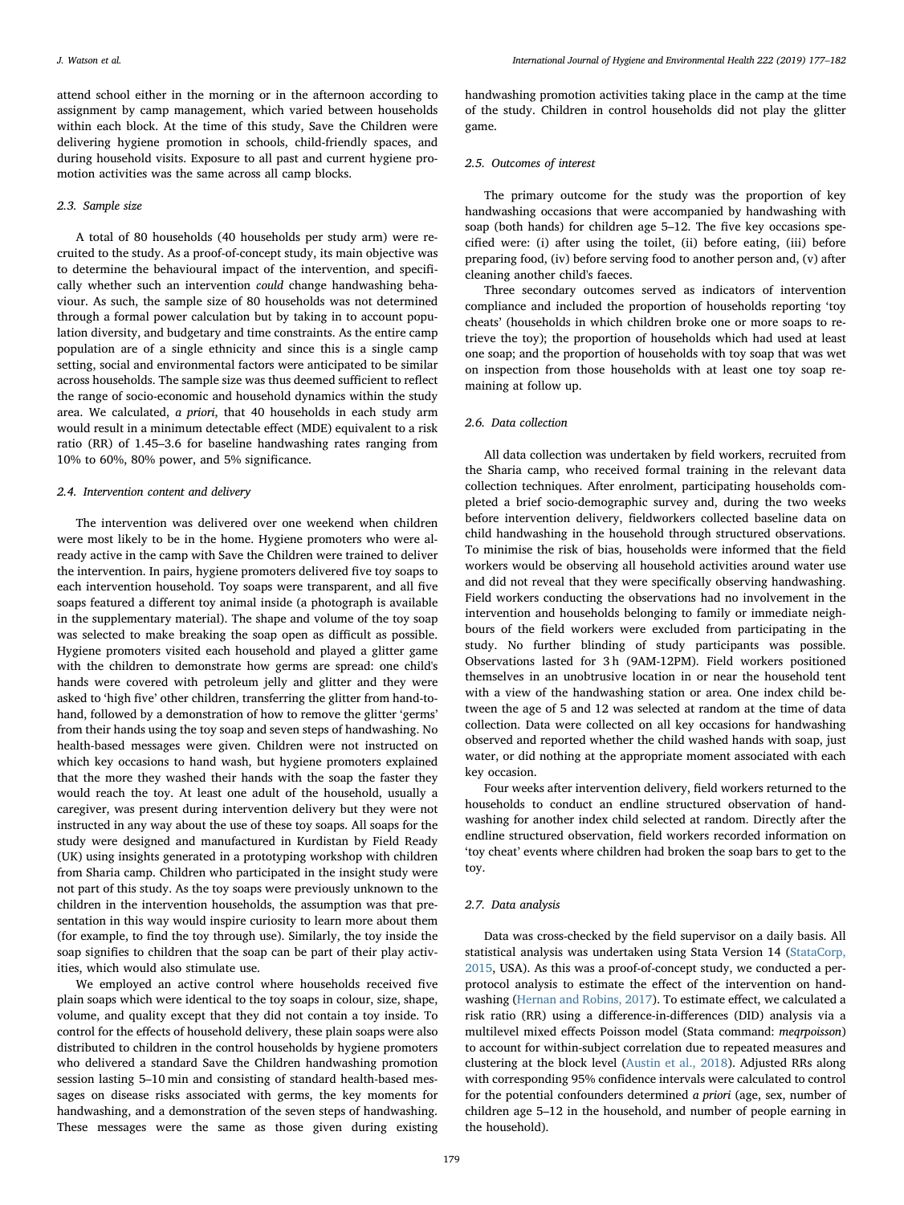attend school either in the morning or in the afternoon according to assignment by camp management, which varied between households within each block. At the time of this study, Save the Children were delivering hygiene promotion in schools, child-friendly spaces, and during household visits. Exposure to all past and current hygiene promotion activities was the same across all camp blocks.

### 2.3. Sample size

A total of 80 households (40 households per study arm) were recruited to the study. As a proof-of-concept study, its main objective was to determine the behavioural impact of the intervention, and specifically whether such an intervention *could* change handwashing behaviour. As such, the sample size of 80 households was not determined through a formal power calculation but by taking in to account population diversity, and budgetary and time constraints. As the entire camp population are of a single ethnicity and since this is a single camp setting, social and environmental factors were anticipated to be similar across households. The sample size was thus deemed sufficient to reflect the range of socio-economic and household dynamics within the study area. We calculated, *a priori*, that 40 households in each study arm would result in a minimum detectable effect (MDE) equivalent to a risk ratio (RR) of 1.45–3.6 for baseline handwashing rates ranging from 10% to 60%, 80% power, and 5% significance.

### 2.4. Intervention content and delivery

The intervention was delivered over one weekend when children were most likely to be in the home. Hygiene promoters who were already active in the camp with Save the Children were trained to deliver the intervention. In pairs, hygiene promoters delivered five toy soaps to each intervention household. Toy soaps were transparent, and all five soaps featured a different toy animal inside (a photograph is available in the supplementary material). The shape and volume of the toy soap was selected to make breaking the soap open as difficult as possible. Hygiene promoters visited each household and played a glitter game with the children to demonstrate how germs are spread: one child's hands were covered with petroleum jelly and glitter and they were asked to 'high five' other children, transferring the glitter from hand-to-hand, followed by a demonstration of how to remove the glitter 'germs' from their hands using the toy soap and seven steps of handwashing. No health-based messages were given. Children were not instructed on which key occasions to hand wash, but hygiene promoters explained that the more they washed their hands with the soap the faster they would reach the toy. At least one adult of the household, usually a caregiver, was present during intervention delivery but they were not instructed in any way about the use of these toy soaps. All soaps for the study were designed and manufactured in Kurdistan by Field Ready (UK) using insights generated in a prototyping workshop with children from Sharia camp. Children who participated in the insight study were not part of this study. As the toy soaps were previously unknown to the children in the intervention households, the assumption was that presentation in this way would inspire curiosity to learn more about them (for example, to find the toy through use). Similarly, the toy inside the soap signifies to children that the soap can be part of their play activities, which would also stimulate use.

We employed an active control where households received five plain soaps which were identical to the toy soaps in colour, size, shape, volume, and quality except that they did not contain a toy inside. To control for the effects of household delivery, these plain soaps were also distributed to children in the control households by hygiene promoters who delivered a standard Save the Children handwashing promotion session lasting 5–10 min and consisting of standard health-based messages on disease risks associated with germs, the key moments for handwashing, and a demonstration of the seven steps of handwashing. These messages were the same as those given during existing handwashing promotion activities taking place in the camp at the time of the study. Children in control households did not play the glitter game.

### 2.5. Outcomes of interest

The primary outcome for the study was the proportion of key handwashing occasions that were accompanied by handwashing with soap (both hands) for children age 5–12. The five key occasions specified were: (i) after using the toilet, (ii) before eating, (iii) before preparing food, (iv) before serving food to another person and, (v) after cleaning another child's faeces.

Three secondary outcomes served as indicators of intervention compliance and included the proportion of households reporting 'toy cheats' (households in which children broke one or more soaps to retrieve the toy); the proportion of households which had used at least one soap; and the proportion of households with toy soap that was wet on inspection from those households with at least one toy soap remaining at follow up.

### 2.6. Data collection

All data collection was undertaken by field workers, recruited from the Sharia camp, who received formal training in the relevant data collection techniques. After enrolment, participating households completed a brief socio-demographic survey and, during the two weeks before intervention delivery, fieldworkers collected baseline data on child handwashing in the household through structured observations. To minimise the risk of bias, households were informed that the field workers would be observing all household activities around water use and did not reveal that they were specifically observing handwashing. Field workers conducting the observations had no involvement in the intervention and households belonging to family or immediate neighbours of the field workers were excluded from participating in the study. No further blinding of study participants was possible. Observations lasted for 3 h (9AM-12PM). Field workers positioned themselves in an unobtrusive location in or near the household tent with a view of the handwashing station or area. One index child between the age of 5 and 12 was selected at random at the time of data collection. Data were collected on all key occasions for handwashing observed and reported whether the child washed hands with soap, just water, or did nothing at the appropriate moment associated with each key occasion.

Four weeks after intervention delivery, field workers returned to the households to conduct an endline structured observation of handwashing for another index child selected at random. Directly after the endline structured observation, field workers recorded information on 'toy cheat' events where children had broken the soap bars to get to the toy.

### 2.7. Data analysis

Data was cross-checked by the field supervisor on a daily basis. All statistical analysis was undertaken using Stata Version 14 (StataCorp, 2015, USA). As this was a proof-of-concept study, we conducted a per-protocol analysis to estimate the effect of the intervention on handwashing (Hernan and Robins, 2017). To estimate effect, we calculated a risk ratio (RR) using a difference-in-differences (DID) analysis via a multilevel mixed effects Poisson model (Stata command: *meqrpoisson*) to account for within-subject correlation due to repeated measures and clustering at the block level (Austin et al., 2018). Adjusted RRs along with corresponding 95% confidence intervals were calculated to control for the potential confounders determined *a priori* (age, sex, number of children age 5–12 in the household, and number of people earning in the household).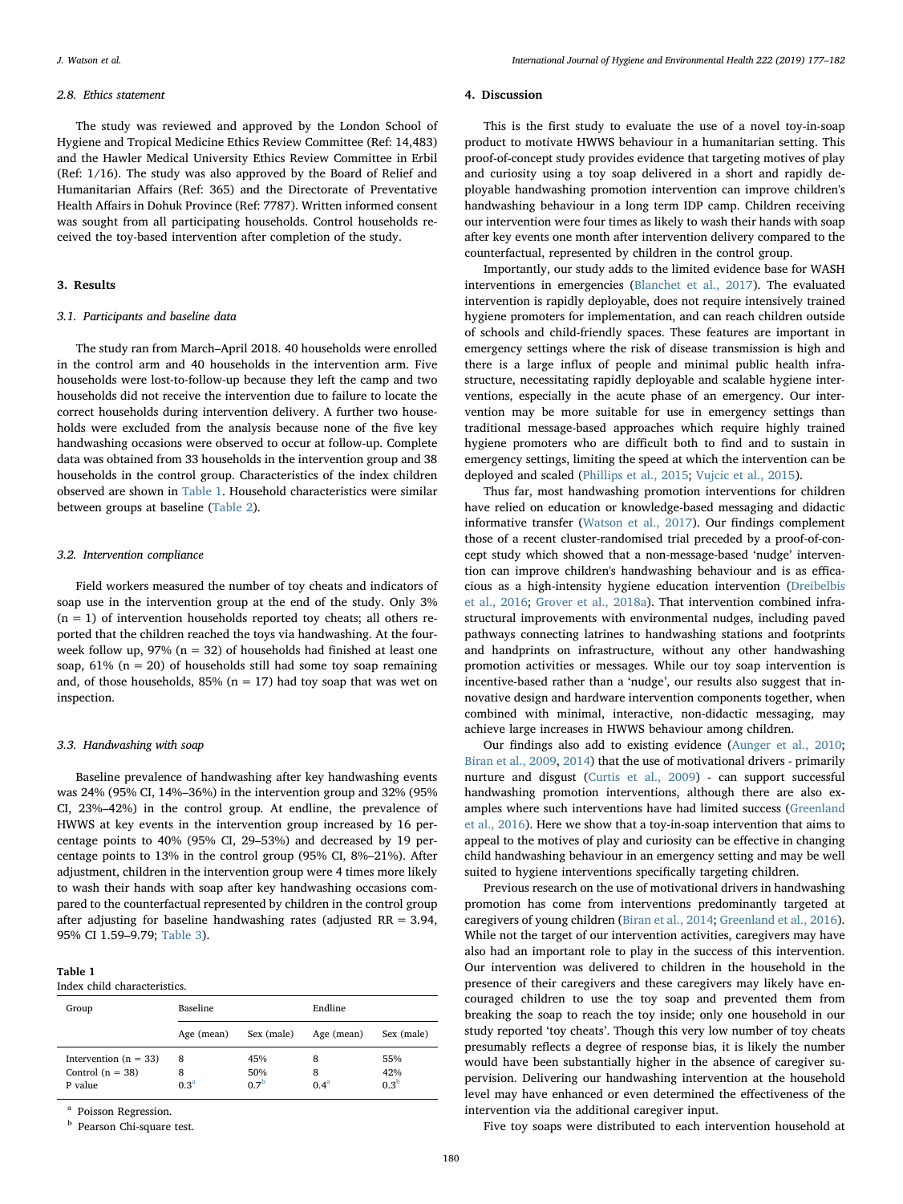### 2.8. Ethics statement

The study was reviewed and approved by the London School of Hygiene and Tropical Medicine Ethics Review Committee (Ref: 14,483) and the Hawler Medical University Ethics Review Committee in Erbil (Ref: 1/16). The study was also approved by the Board of Relief and Humanitarian Affairs (Ref: 365) and the Directorate of Preventative Health Affairs in Dohuk Province (Ref: 7787). Written informed consent was sought from all participating households. Control households received the toy-based intervention after completion of the study.

## 3. Results

### 3.1. Participants and baseline data

The study ran from March–April 2018. 40 households were enrolled in the control arm and 40 households in the intervention arm. Five households were lost-to-follow-up because they left the camp and two households did not receive the intervention due to failure to locate the correct households during intervention delivery. A further two households were excluded from the analysis because none of the five key handwashing occasions were observed to occur at follow-up. Complete data was obtained from 33 households in the intervention group and 38 households in the control group. Characteristics of the index children observed are shown in Table 1. Household characteristics were similar between groups at baseline (Table 2).

### 3.2. Intervention compliance

Field workers measured the number of toy cheats and indicators of soap use in the intervention group at the end of the study. Only 3% (n = 1) of intervention households reported toy cheats; all others reported that the children reached the toys via handwashing. At the four-week follow up, 97% (n = 32) of households had finished at least one soap, 61% (n = 20) of households still had some toy soap remaining and, of those households, 85% (n = 17) had toy soap that was wet on inspection.

### 3.3. Handwashing with soap

Baseline prevalence of handwashing after key handwashing events was 24% (95% CI, 14%–36%) in the intervention group and 32% (95% CI, 23%–42%) in the control group. At endline, the prevalence of HWWS at key events in the intervention group increased by 16 percentage points to 40% (95% CI, 29–53%) and decreased by 19 percentage points to 13% in the control group (95% CI, 8%–21%). After adjustment, children in the intervention group were 4 times more likely to wash their hands with soap after key handwashing occasions compared to the counterfactual represented by children in the control group after adjusting for baseline handwashing rates (adjusted RR = 3.94, 95% CI 1.59–9.79; Table 3).

**Table 1**
Index child characteristics.

| Group | Baseline | | Endline | |
|---|---|---|---|---|
| | Age (mean) | Sex (male) | Age (mean) | Sex (male) |
| Intervention (n = 33) | 8 | 45% | 8 | 55% |
| Control (n = 38) | 8 | 50% | 8 | 42% |
| P value | 0.3[a] | 0.7[b] | 0.4[a] | 0.3[b] |

[a] Poisson Regression.
[b] Pearson Chi-square test.

## 4. Discussion

This is the first study to evaluate the use of a novel toy-in-soap product to motivate HWWS behaviour in a humanitarian setting. This proof-of-concept study provides evidence that targeting motives of play and curiosity using a toy soap delivered in a short and rapidly deployable handwashing promotion intervention can improve children's handwashing behaviour in a long term IDP camp. Children receiving our intervention were four times as likely to wash their hands with soap after key events one month after intervention delivery compared to the counterfactual, represented by children in the control group.

Importantly, our study adds to the limited evidence base for WASH interventions in emergencies (Blanchet et al., 2017). The evaluated intervention is rapidly deployable, does not require intensively trained hygiene promoters for implementation, and can reach children outside of schools and child-friendly spaces. These features are important in emergency settings where the risk of disease transmission is high and there is a large influx of people and minimal public health infrastructure, necessitating rapidly deployable and scalable hygiene interventions, especially in the acute phase of an emergency. Our intervention may be more suitable for use in emergency settings than traditional message-based approaches which require highly trained hygiene promoters who are difficult both to find and to sustain in emergency settings, limiting the speed at which the intervention can be deployed and scaled (Phillips et al., 2015; Vujcic et al., 2015).

Thus far, most handwashing promotion interventions for children have relied on education or knowledge-based messaging and didactic informative transfer (Watson et al., 2017). Our findings complement those of a recent cluster-randomised trial preceded by a proof-of-concept study which showed that a non-message-based 'nudge' intervention can improve children's handwashing behaviour and is as efficacious as a high-intensity hygiene education intervention (Dreibelbis et al., 2016; Grover et al., 2018a). That intervention combined infrastructural improvements with environmental nudges, including paved pathways connecting latrines to handwashing stations and footprints and handprints on infrastructure, without any other handwashing promotion activities or messages. While our toy soap intervention is incentive-based rather than a 'nudge', our results also suggest that innovative design and hardware intervention components together, when combined with minimal, interactive, non-didactic messaging, may achieve large increases in HWWS behaviour among children.

Our findings also add to existing evidence (Aunger et al., 2010; Biran et al., 2009, 2014) that the use of motivational drivers - primarily nurture and disgust (Curtis et al., 2009) - can support successful handwashing promotion interventions, although there are also examples where such interventions have had limited success (Greenland et al., 2016). Here we show that a toy-in-soap intervention that aims to appeal to the motives of play and curiosity can be effective in changing child handwashing behaviour in an emergency setting and may be well suited to hygiene interventions specifically targeting children.

Previous research on the use of motivational drivers in handwashing promotion has come from interventions predominantly targeted at caregivers of young children (Biran et al., 2014; Greenland et al., 2016). While not the target of our intervention activities, caregivers may have also had an important role to play in the success of this intervention. Our intervention was delivered to children in the household in the presence of their caregivers and these caregivers may likely have encouraged children to use the toy soap and prevented them from breaking the soap to reach the toy inside; only one household in our study reported 'toy cheats'. Though this very low number of toy cheats presumably reflects a degree of response bias, it is likely the number would have been substantially higher in the absence of caregiver supervision. Delivering our handwashing intervention at the household level may have enhanced or even determined the effectiveness of the intervention via the additional caregiver input.

Five toy soaps were distributed to each intervention household at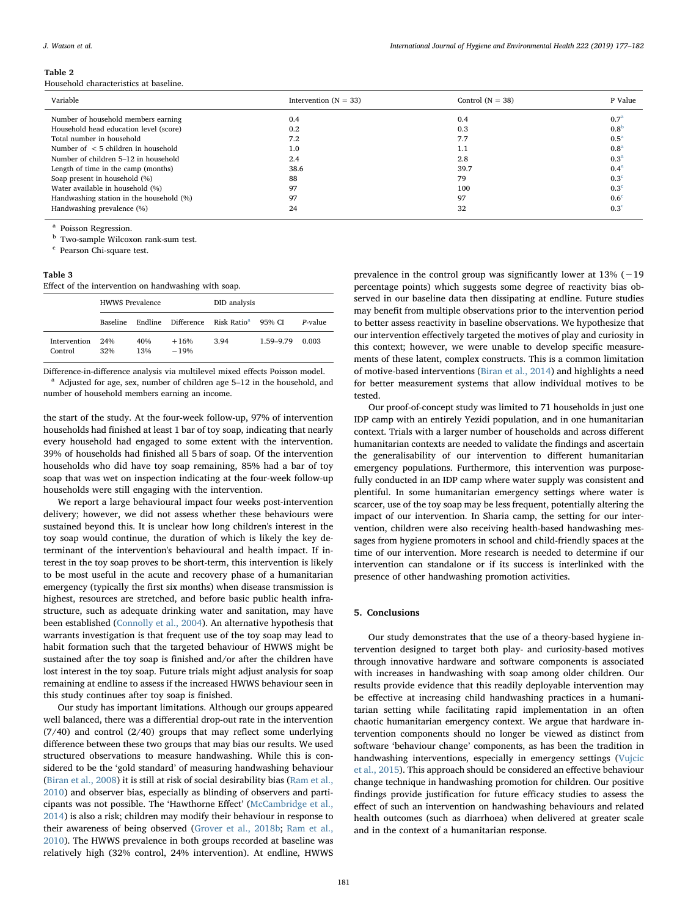**Table 2**
Household characteristics at baseline.

| Variable | Intervention (N = 33) | Control (N = 38) | P Value |
|---|---|---|---|
| Number of household members earning | 0.4 | 0.4 | 0.7[a] |
| Household head education level (score) | 0.2 | 0.3 | 0.8[b] |
| Total number in household | 7.2 | 7.7 | 0.5[a] |
| Number of < 5 children in household | 1.0 | 1.1 | 0.8[a] |
| Number of children 5–12 in household | 2.4 | 2.8 | 0.3[a] |
| Length of time in the camp (months) | 38.6 | 39.7 | 0.4[a] |
| Soap present in household (%) | 88 | 79 | 0.3[c] |
| Water available in household (%) | 97 | 100 | 0.3[c] |
| Handwashing station in the household (%) | 97 | 97 | 0.6[c] |
| Handwashing prevalence (%) | 24 | 32 | 0.3[c] |

[a] Poisson Regression.
[b] Two-sample Wilcoxon rank-sum test.
[c] Pearson Chi-square test.

**Table 3**
Effect of the intervention on handwashing with soap.

| | HWWS Prevalence | | | DID analysis | | |
|---|---|---|---|---|---|---|
| | Baseline | Endline | Difference | Risk Ratio[a] | 95% CI | *P*-value |
| Intervention | 24% | 40% | +16% | 3.94 | 1.59–9.79 | 0.003 |
| Control | 32% | 13% | −19% | | | |

Difference-in-difference analysis via multilevel mixed effects Poisson model.
[a] Adjusted for age, sex, number of children age 5–12 in the household, and number of household members earning an income.

the start of the study. At the four-week follow-up, 97% of intervention households had finished at least 1 bar of toy soap, indicating that nearly every household had engaged to some extent with the intervention. 39% of households had finished all 5 bars of soap. Of the intervention households who did have toy soap remaining, 85% had a bar of toy soap that was wet on inspection indicating at the four-week follow-up households were still engaging with the intervention.

We report a large behavioural impact four weeks post-intervention delivery; however, we did not assess whether these behaviours were sustained beyond this. It is unclear how long children's interest in the toy soap would continue, the duration of which is likely the key determinant of the intervention's behavioural and health impact. If interest in the toy soap proves to be short-term, this intervention is likely to be most useful in the acute and recovery phase of a humanitarian emergency (typically the first six months) when disease transmission is highest, resources are stretched, and before basic public health infrastructure, such as adequate drinking water and sanitation, may have been established (Connolly et al., 2004). An alternative hypothesis that warrants investigation is that frequent use of the toy soap may lead to habit formation such that the targeted behaviour of HWWS might be sustained after the toy soap is finished and/or after the children have lost interest in the toy soap. Future trials might adjust analysis for soap remaining at endline to assess if the increased HWWS behaviour seen in this study continues after toy soap is finished.

Our study has important limitations. Although our groups appeared well balanced, there was a differential drop-out rate in the intervention (7/40) and control (2/40) groups that may reflect some underlying difference between these two groups that may bias our results. We used structured observations to measure handwashing. While this is considered to be the 'gold standard' of measuring handwashing behaviour (Biran et al., 2008) it is still at risk of social desirability bias (Ram et al., 2010) and observer bias, especially as blinding of observers and participants was not possible. The 'Hawthorne Effect' (McCambridge et al., 2014) is also a risk; children may modify their behaviour in response to their awareness of being observed (Grover et al., 2018b; Ram et al., 2010). The HWWS prevalence in both groups recorded at baseline was relatively high (32% control, 24% intervention). At endline, HWWS prevalence in the control group was significantly lower at 13% (−19 percentage points) which suggests some degree of reactivity bias observed in our baseline data then dissipating at endline. Future studies may benefit from multiple observations prior to the intervention period to better assess reactivity in baseline observations. We hypothesize that our intervention effectively targeted the motives of play and curiosity in this context; however, we were unable to develop specific measurements of these latent, complex constructs. This is a common limitation of motive-based interventions (Biran et al., 2014) and highlights a need for better measurement systems that allow individual motives to be tested.

Our proof-of-concept study was limited to 71 households in just one IDP camp with an entirely Yezidi population, and in one humanitarian context. Trials with a larger number of households and across different humanitarian contexts are needed to validate the findings and ascertain the generalisability of our intervention to different humanitarian emergency populations. Furthermore, this intervention was purposefully conducted in an IDP camp where water supply was consistent and plentiful. In some humanitarian emergency settings where water is scarcer, use of the toy soap may be less frequent, potentially altering the impact of our intervention. In Sharia camp, the setting for our intervention, children were also receiving health-based handwashing messages from hygiene promoters in school and child-friendly spaces at the time of our intervention. More research is needed to determine if our intervention can standalone or if its success is interlinked with the presence of other handwashing promotion activities.

## 5. Conclusions

Our study demonstrates that the use of a theory-based hygiene intervention designed to target both play- and curiosity-based motives through innovative hardware and software components is associated with increases in handwashing with soap among older children. Our results provide evidence that this readily deployable intervention may be effective at increasing child handwashing practices in a humanitarian setting while facilitating rapid implementation in an often chaotic humanitarian emergency context. We argue that hardware intervention components should no longer be viewed as distinct from software 'behaviour change' components, as has been the tradition in handwashing interventions, especially in emergency settings (Vujcic et al., 2015). This approach should be considered an effective behaviour change technique in handwashing promotion for children. Our positive findings provide justification for future efficacy studies to assess the effect of such an intervention on handwashing behaviours and related health outcomes (such as diarrhoea) when delivered at greater scale and in the context of a humanitarian response.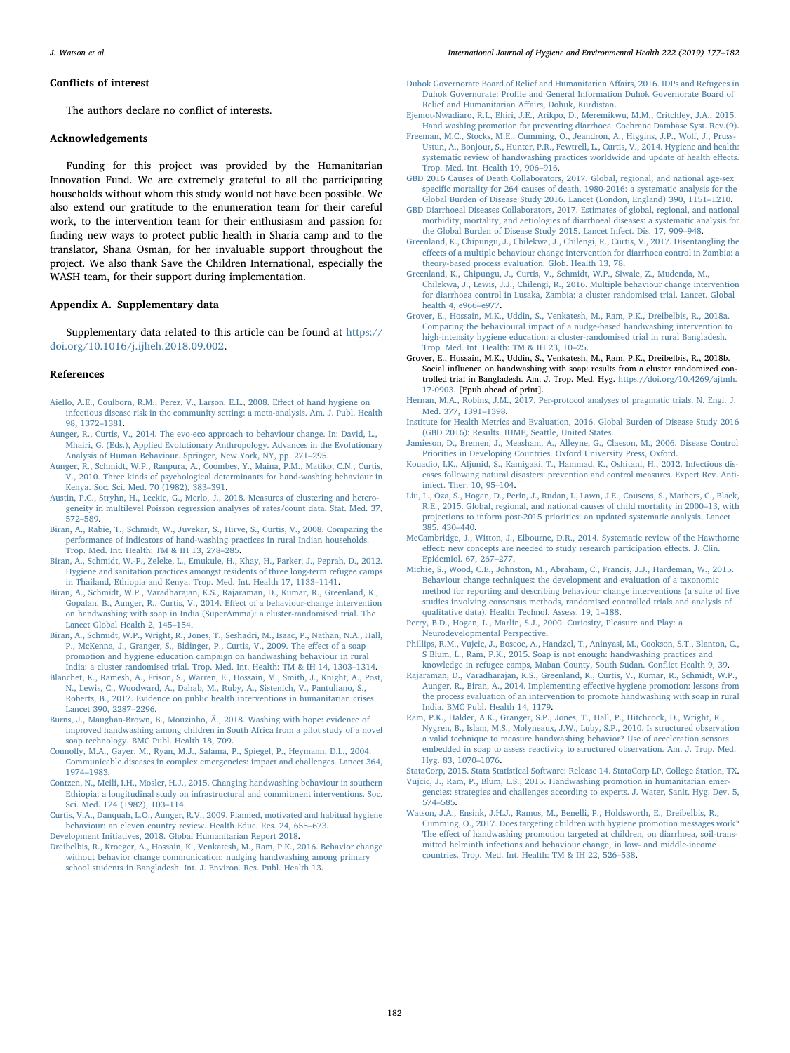## Conflicts of interest

The authors declare no conflict of interests.

## Acknowledgements

Funding for this project was provided by the Humanitarian Innovation Fund. We are extremely grateful to all the participating households without whom this study would not have been possible. We also extend our gratitude to the enumeration team for their careful work, to the intervention team for their enthusiasm and passion for finding new ways to protect public health in Sharia camp and to the translator, Shana Osman, for her invaluable support throughout the project. We also thank Save the Children International, especially the WASH team, for their support during implementation.

## Appendix A. Supplementary data

Supplementary data related to this article can be found at https://doi.org/10.1016/j.ijheh.2018.09.002.

## References

Aiello, A.E., Coulborn, R.M., Perez, V., Larson, E.L., 2008. Effect of hand hygiene on infectious disease risk in the community setting: a meta-analysis. Am. J. Publ. Health 98, 1372–1381.

Aunger, R., Curtis, V., 2014. The evo-eco approach to behaviour change. In: David, L., Mhairi, G. (Eds.), Applied Evolutionary Anthropology. Advances in the Evolutionary Analysis of Human Behaviour. Springer, New York, NY, pp. 271–295.

Aunger, R., Schmidt, W.P., Ranpura, A., Coombes, Y., Maina, P.M., Matiko, C.N., Curtis, V., 2010. Three kinds of psychological determinants for hand-washing behaviour in Kenya. Soc. Sci. Med. 70 (1982), 383–391.

Austin, P.C., Stryhn, H., Leckie, G., Merlo, J., 2018. Measures of clustering and heterogeneity in multilevel Poisson regression analyses of rates/count data. Stat. Med. 37, 572–589.

Biran, A., Rabie, T., Schmidt, W., Juvekar, S., Hirve, S., Curtis, V., 2008. Comparing the performance of indicators of hand-washing practices in rural Indian households. Trop. Med. Int. Health: TM & IH 13, 278–285.

Biran, A., Schmidt, W.-P., Zeleke, L., Emukule, H., Khay, H., Parker, J., Peprah, D., 2012. Hygiene and sanitation practices amongst residents of three long-term refugee camps in Thailand, Ethiopia and Kenya. Trop. Med. Int. Health 17, 1133–1141.

Biran, A., Schmidt, W.P., Varadharajan, K.S., Rajaraman, D., Kumar, R., Greenland, K., Gopalan, B., Aunger, R., Curtis, V., 2014. Effect of a behaviour-change intervention on handwashing with soap in India (SuperAmma): a cluster-randomised trial. The Lancet Global Health 2, 145–154.

Biran, A., Schmidt, W.P., Wright, R., Jones, T., Seshadri, M., Isaac, P., Nathan, N.A., Hall, P., McKenna, J., Granger, S., Bidinger, P., Curtis, V., 2009. The effect of a soap promotion and hygiene education campaign on handwashing behaviour in rural India: a cluster randomised trial. Trop. Med. Int. Health: TM & IH 14, 1303–1314.

Blanchet, K., Ramesh, A., Frison, S., Warren, E., Hossain, M., Smith, J., Knight, A., Post, N., Lewis, C., Woodward, A., Dahab, M., Ruby, A., Sistenich, V., Pantuliano, S., Roberts, B., 2017. Evidence on public health interventions in humanitarian crises. Lancet 390, 2287–2296.

Burns, J., Maughan-Brown, B., Mouzinho, Â., 2018. Washing with hope: evidence of improved handwashing among children in South Africa from a pilot study of a novel soap technology. BMC Publ. Health 18, 709.

Connolly, M.A., Gayer, M., Ryan, M.J., Salama, P., Spiegel, P., Heymann, D.L., 2004. Communicable diseases in complex emergencies: impact and challenges. Lancet 364, 1974–1983.

Contzen, N., Meili, I.H., Mosler, H.J., 2015. Changing handwashing behaviour in southern Ethiopia: a longitudinal study on infrastructural and commitment interventions. Soc. Sci. Med. 124 (1982), 103–114.

Curtis, V.A., Danquah, L.O., Aunger, R.V., 2009. Planned, motivated and habitual hygiene behaviour: an eleven country review. Health Educ. Res. 24, 655–673.

Development Initiatives, 2018. Global Humanitarian Report 2018.

Dreibelbis, R., Kroeger, A., Hossain, K., Venkatesh, M., Ram, P.K., 2016. Behavior change without behavior change communication: nudging handwashing among primary school students in Bangladesh. Int. J. Environ. Res. Publ. Health 13.

Duhok Governorate Board of Relief and Humanitarian Affairs, 2016. IDPs and Refugees in Duhok Governorate: Profile and General Information Duhok Governorate Board of Relief and Humanitarian Affairs, Duhok, Kurdistan.

Ejemot-Nwadiaro, R.I., Ehiri, J.E., Arikpo, D., Meremikwu, M.M., Critchley, J.A., 2015. Hand washing promotion for preventing diarrhoea. Cochrane Database Syst. Rev.(9).

Freeman, M.C., Stocks, M.E., Cumming, O., Jeandron, A., Higgins, J.P., Wolf, J., Pruss-Ustun, A., Bonjour, S., Hunter, P.R., Fewtrell, L., Curtis, V., 2014. Hygiene and health: systematic review of handwashing practices worldwide and update of health effects. Trop. Med. Int. Health 19, 906–916.

GBD 2016 Causes of Death Collaborators, 2017. Global, regional, and national age-sex specific mortality for 264 causes of death, 1980-2016: a systematic analysis for the Global Burden of Disease Study 2016. Lancet (London, England) 390, 1151–1210.

GBD Diarrhoeal Diseases Collaborators, 2017. Estimates of global, regional, and national morbidity, mortality, and aetiologies of diarrhoeal diseases: a systematic analysis for the Global Burden of Disease Study 2015. Lancet Infect. Dis. 17, 909–948.

Greenland, K., Chipungu, J., Chilekwa, J., Chilengi, R., Curtis, V., 2017. Disentangling the effects of a multiple behaviour change intervention for diarrhoea control in Zambia: a theory-based process evaluation. Glob. Health 13, 78.

Greenland, K., Chipungu, J., Curtis, V., Schmidt, W.P., Siwale, Z., Mudenda, M., Chilekwa, J., Lewis, J.J., Chilengi, R., 2016. Multiple behaviour change intervention for diarrhoea control in Lusaka, Zambia: a cluster randomised trial. Lancet. Global health 4, e966–e977.

Grover, E., Hossain, M.K., Uddin, S., Venkatesh, M., Ram, P.K., Dreibelbis, R., 2018a. Comparing the behavioural impact of a nudge-based handwashing intervention to high-intensity hygiene education: a cluster-randomised trial in rural Bangladesh. Trop. Med. Int. Health: TM & IH 23, 10–25.

Grover, E., Hossain, M.K., Uddin, S., Venkatesh, M., Ram, P.K., Dreibelbis, R., 2018b. Social influence on handwashing with soap: results from a cluster randomized controlled trial in Bangladesh. Am. J. Trop. Med. Hyg. https://doi.org/10.4269/ajtmh.17-0903. [Epub ahead of print].

Hernan, M.A., Robins, J.M., 2017. Per-protocol analyses of pragmatic trials. N. Engl. J. Med. 377, 1391–1398.

Institute for Health Metrics and Evaluation, 2016. Global Burden of Disease Study 2016 (GBD 2016): Results. IHME, Seattle, United States.

Jamieson, D., Bremen, J., Measham, A., Alleyne, G., Claeson, M., 2006. Disease Control Priorities in Developing Countries. Oxford University Press, Oxford.

Kouadio, I.K., Aljunid, S., Kamigaki, T., Hammad, K., Oshitani, H., 2012. Infectious diseases following natural disasters: prevention and control measures. Expert Rev. Anti-infect. Ther. 10, 95–104.

Liu, L., Oza, S., Hogan, D., Perin, J., Rudan, I., Lawn, J.E., Cousens, S., Mathers, C., Black, R.E., 2015. Global, regional, and national causes of child mortality in 2000–13, with projections to inform post-2015 priorities: an updated systematic analysis. Lancet 385, 430–440.

McCambridge, J., Witton, J., Elbourne, D.R., 2014. Systematic review of the Hawthorne effect: new concepts are needed to study research participation effects. J. Clin. Epidemiol. 67, 267–277.

Michie, S., Wood, C.E., Johnston, M., Abraham, C., Francis, J.J., Hardeman, W., 2015. Behaviour change techniques: the development and evaluation of a taxonomic method for reporting and describing behaviour change interventions (a suite of five studies involving consensus methods, randomised controlled trials and analysis of qualitative data). Health Technol. Assess. 19, 1–188.

Perry, B.D., Hogan, L., Marlin, S.J., 2000. Curiosity, Pleasure and Play: a Neurodevelopmental Perspective.

Phillips, R.M., Vujcic, J., Boscoe, A., Handzel, T., Aninyasi, M., Cookson, S.T., Blanton, C., S Blum, L., Ram, P.K., 2015. Soap is not enough: handwashing practices and knowledge in refugee camps, Maban County, South Sudan. Conflict Health 9, 39.

Rajaraman, D., Varadharajan, K.S., Greenland, K., Curtis, V., Kumar, R., Schmidt, W.P., Aunger, R., Biran, A., 2014. Implementing effective hygiene promotion: lessons from the process evaluation of an intervention to promote handwashing with soap in rural India. BMC Publ. Health 14, 1179.

Ram, P.K., Halder, A.K., Granger, S.P., Jones, T., Hall, P., Hitchcock, D., Wright, R., Nygren, B., Islam, M.S., Molyneaux, J.W., Luby, S.P., 2010. Is structured observation a valid technique to measure handwashing behavior? Use of acceleration sensors embedded in soap to assess reactivity to structured observation. Am. J. Trop. Med. Hyg. 83, 1070–1076.

StataCorp, 2015. Stata Statistical Software: Release 14. StataCorp LP, College Station, TX.

Vujcic, J., Ram, P., Blum, L.S., 2015. Handwashing promotion in humanitarian emergencies: strategies and challenges according to experts. J. Water, Sanit. Hyg. Dev. 5, 574–585.

Watson, J.A., Ensink, J.H.J., Ramos, M., Benelli, P., Holdsworth, E., Dreibelbis, R., Cumming, O., 2017. Does targeting children with hygiene promotion messages work? The effect of handwashing promotion targeted at children, on diarrhoea, soil-transmitted helminth infections and behaviour change, in low- and middle-income countries. Trop. Med. Int. Health: TM & IH 22, 526–538.